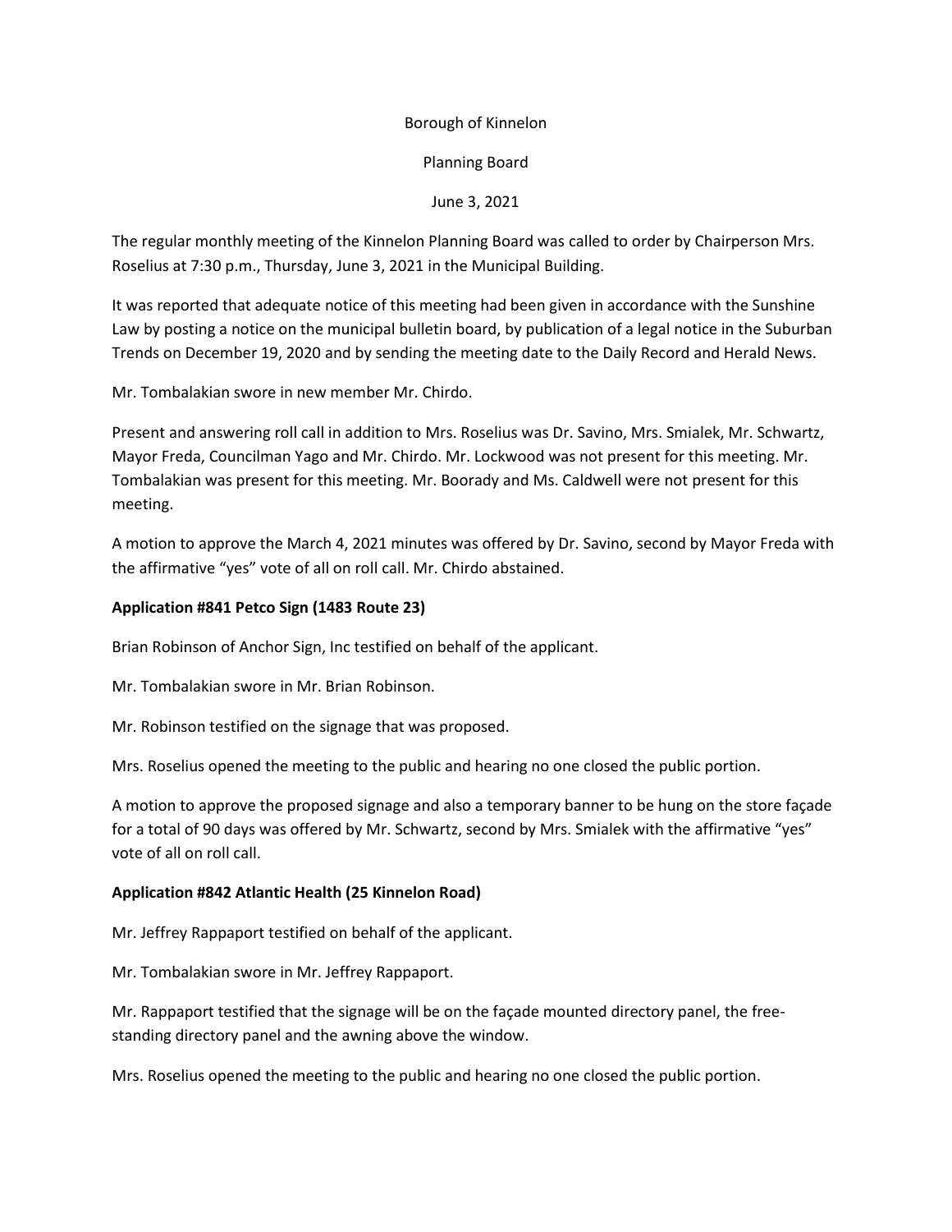Borough of Kinnelon

Planning Board

June 3, 2021

The regular monthly meeting of the Kinnelon Planning Board was called to order by Chairperson Mrs. Roselius at 7:30 p.m., Thursday, June 3, 2021 in the Municipal Building.

It was reported that adequate notice of this meeting had been given in accordance with the Sunshine Law by posting a notice on the municipal bulletin board, by publication of a legal notice in the Suburban Trends on December 19, 2020 and by sending the meeting date to the Daily Record and Herald News.

Mr. Tombalakian swore in new member Mr. Chirdo.

Present and answering roll call in addition to Mrs. Roselius was Dr. Savino, Mrs. Smialek, Mr. Schwartz, Mayor Freda, Councilman Yago and Mr. Chirdo. Mr. Lockwood was not present for this meeting. Mr. Tombalakian was present for this meeting. Mr. Boorady and Ms. Caldwell were not present for this meeting.

A motion to approve the March 4, 2021 minutes was offered by Dr. Savino, second by Mayor Freda with the affirmative "yes" vote of all on roll call. Mr. Chirdo abstained.

**Application #841 Petco Sign (1483 Route 23)**

Brian Robinson of Anchor Sign, Inc testified on behalf of the applicant.

Mr. Tombalakian swore in Mr. Brian Robinson.

Mr. Robinson testified on the signage that was proposed.

Mrs. Roselius opened the meeting to the public and hearing no one closed the public portion.

A motion to approve the proposed signage and also a temporary banner to be hung on the store façade for a total of 90 days was offered by Mr. Schwartz, second by Mrs. Smialek with the affirmative "yes" vote of all on roll call.

**Application #842 Atlantic Health (25 Kinnelon Road)**

Mr. Jeffrey Rappaport testified on behalf of the applicant.

Mr. Tombalakian swore in Mr. Jeffrey Rappaport.

Mr. Rappaport testified that the signage will be on the façade mounted directory panel, the free-standing directory panel and the awning above the window.

Mrs. Roselius opened the meeting to the public and hearing no one closed the public portion.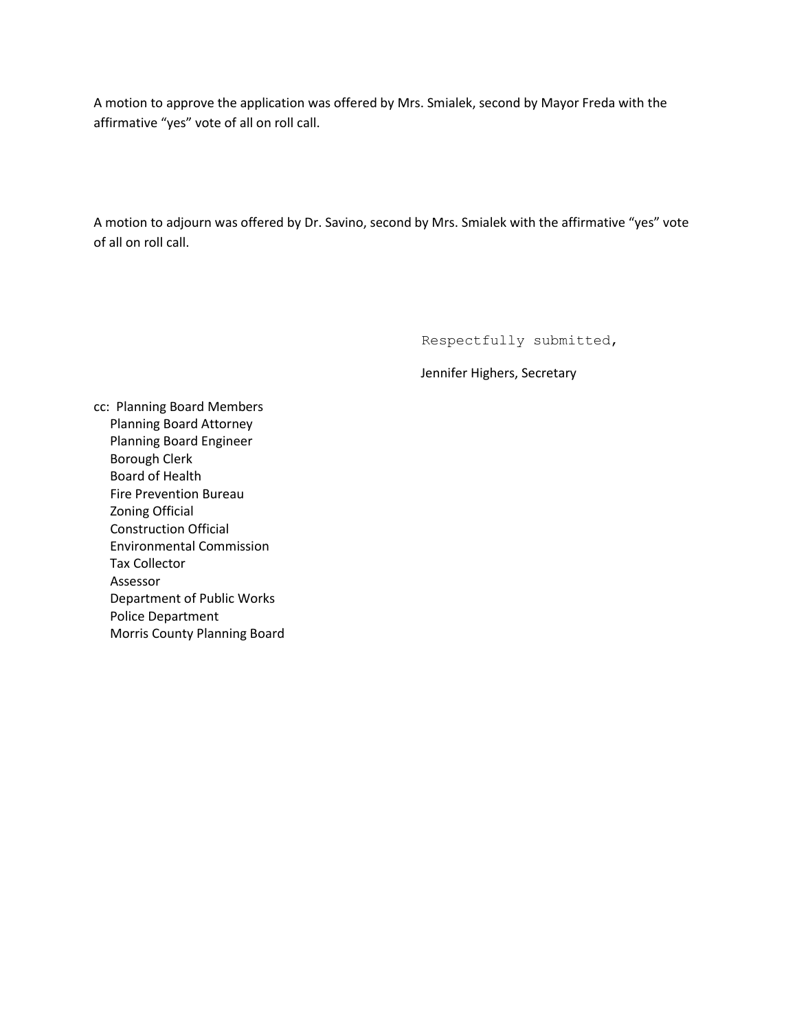A motion to approve the application was offered by Mrs. Smialek, second by Mayor Freda with the affirmative "yes" vote of all on roll call.

A motion to adjourn was offered by Dr. Savino, second by Mrs. Smialek with the affirmative "yes" vote of all on roll call.

Respectfully submitted,

Jennifer Highers, Secretary

cc: Planning Board Members
Planning Board Attorney
Planning Board Engineer
Borough Clerk
Board of Health
Fire Prevention Bureau
Zoning Official
Construction Official
Environmental Commission
Tax Collector
Assessor
Department of Public Works
Police Department
Morris County Planning Board